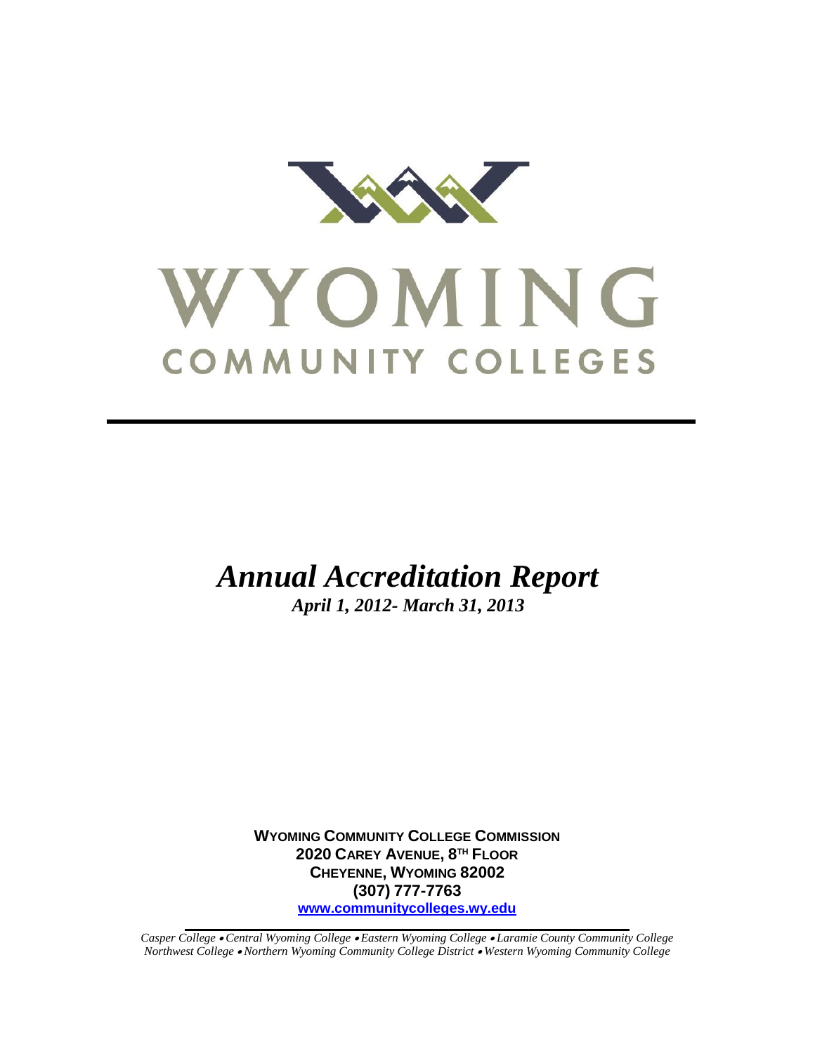# WYOMING

## COMMUNITY COLLEGES

---

# *Annual Accreditation Report*

***April 1, 2012- March 31, 2013***

**WYOMING COMMUNITY COLLEGE COMMISSION**
**2020 CAREY AVENUE, 8TH FLOOR**
**CHEYENNE, WYOMING 82002**
**(307) 777-7763**
**www.communitycolleges.wy.edu**

*Casper College • Central Wyoming College • Eastern Wyoming College • Laramie County Community College*
*Northwest College • Northern Wyoming Community College District • Western Wyoming Community College*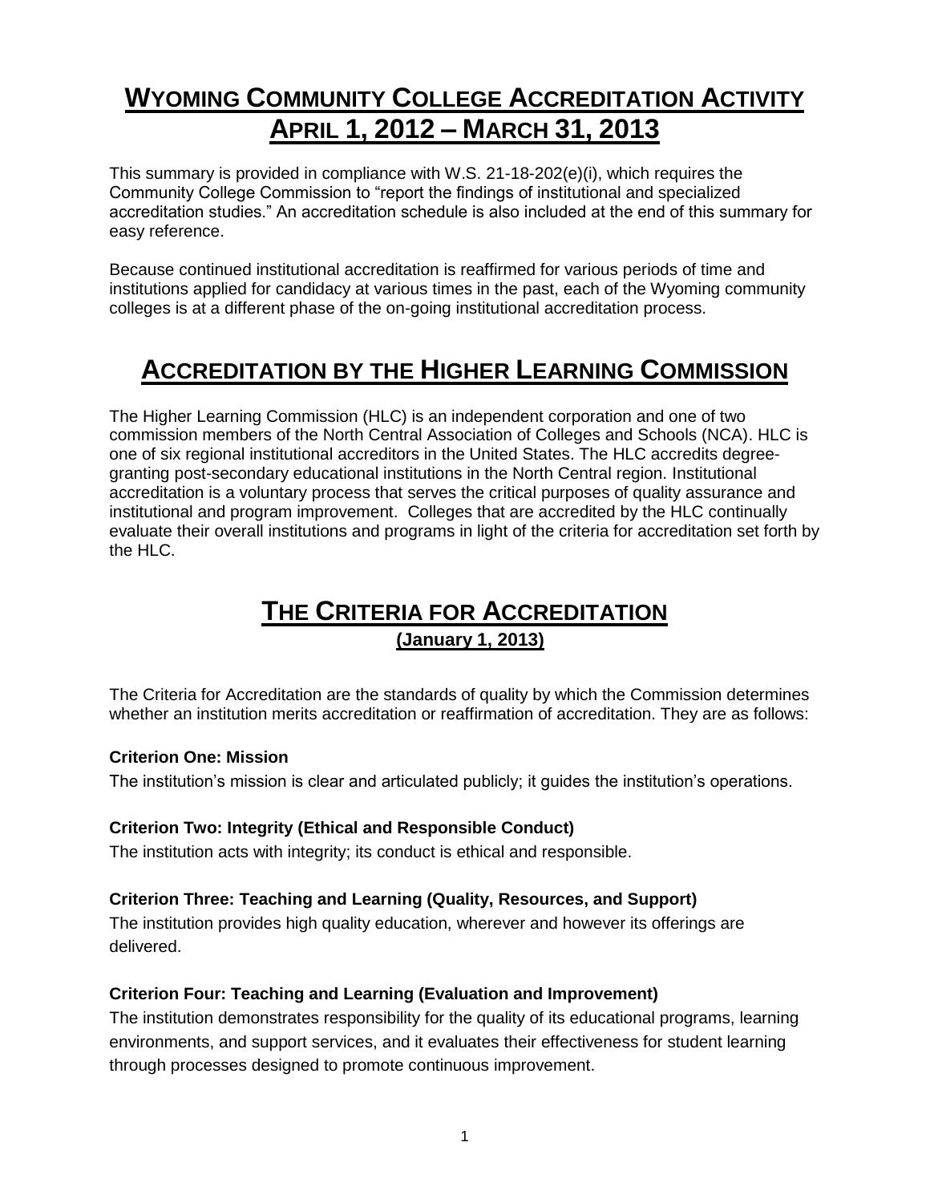# WYOMING COMMUNITY COLLEGE ACCREDITATION ACTIVITY APRIL 1, 2012 – MARCH 31, 2013

This summary is provided in compliance with W.S. 21-18-202(e)(i), which requires the Community College Commission to "report the findings of institutional and specialized accreditation studies." An accreditation schedule is also included at the end of this summary for easy reference.

Because continued institutional accreditation is reaffirmed for various periods of time and institutions applied for candidacy at various times in the past, each of the Wyoming community colleges is at a different phase of the on-going institutional accreditation process.

# ACCREDITATION BY THE HIGHER LEARNING COMMISSION

The Higher Learning Commission (HLC) is an independent corporation and one of two commission members of the North Central Association of Colleges and Schools (NCA). HLC is one of six regional institutional accreditors in the United States. The HLC accredits degree-granting post-secondary educational institutions in the North Central region. Institutional accreditation is a voluntary process that serves the critical purposes of quality assurance and institutional and program improvement. Colleges that are accredited by the HLC continually evaluate their overall institutions and programs in light of the criteria for accreditation set forth by the HLC.

## THE CRITERIA FOR ACCREDITATION

**(January 1, 2013)**

The Criteria for Accreditation are the standards of quality by which the Commission determines whether an institution merits accreditation or reaffirmation of accreditation. They are as follows:

**Criterion One: Mission**

The institution's mission is clear and articulated publicly; it guides the institution's operations.

**Criterion Two: Integrity (Ethical and Responsible Conduct)**

The institution acts with integrity; its conduct is ethical and responsible.

**Criterion Three: Teaching and Learning (Quality, Resources, and Support)**

The institution provides high quality education, wherever and however its offerings are delivered.

**Criterion Four: Teaching and Learning (Evaluation and Improvement)**

The institution demonstrates responsibility for the quality of its educational programs, learning environments, and support services, and it evaluates their effectiveness for student learning through processes designed to promote continuous improvement.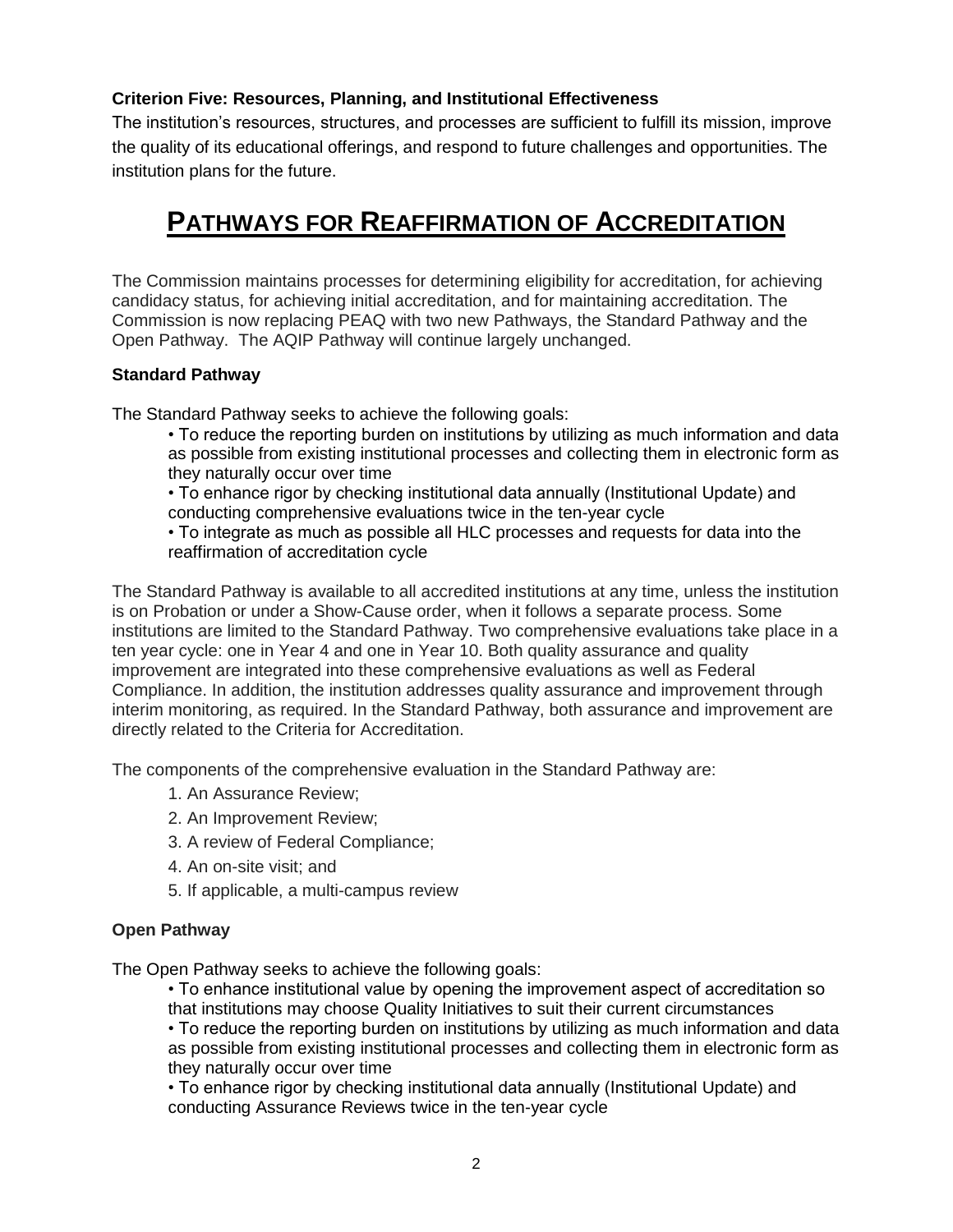**Criterion Five: Resources, Planning, and Institutional Effectiveness**

The institution's resources, structures, and processes are sufficient to fulfill its mission, improve the quality of its educational offerings, and respond to future challenges and opportunities. The institution plans for the future.

# PATHWAYS FOR REAFFIRMATION OF ACCREDITATION

The Commission maintains processes for determining eligibility for accreditation, for achieving candidacy status, for achieving initial accreditation, and for maintaining accreditation. The Commission is now replacing PEAQ with two new Pathways, the Standard Pathway and the Open Pathway. The AQIP Pathway will continue largely unchanged.

**Standard Pathway**

The Standard Pathway seeks to achieve the following goals:

- To reduce the reporting burden on institutions by utilizing as much information and data as possible from existing institutional processes and collecting them in electronic form as they naturally occur over time
- To enhance rigor by checking institutional data annually (Institutional Update) and conducting comprehensive evaluations twice in the ten-year cycle
- To integrate as much as possible all HLC processes and requests for data into the reaffirmation of accreditation cycle

The Standard Pathway is available to all accredited institutions at any time, unless the institution is on Probation or under a Show-Cause order, when it follows a separate process. Some institutions are limited to the Standard Pathway. Two comprehensive evaluations take place in a ten year cycle: one in Year 4 and one in Year 10. Both quality assurance and quality improvement are integrated into these comprehensive evaluations as well as Federal Compliance. In addition, the institution addresses quality assurance and improvement through interim monitoring, as required. In the Standard Pathway, both assurance and improvement are directly related to the Criteria for Accreditation.

The components of the comprehensive evaluation in the Standard Pathway are:

1. An Assurance Review;
2. An Improvement Review;
3. A review of Federal Compliance;
4. An on-site visit; and
5. If applicable, a multi-campus review

**Open Pathway**

The Open Pathway seeks to achieve the following goals:

- To enhance institutional value by opening the improvement aspect of accreditation so that institutions may choose Quality Initiatives to suit their current circumstances
- To reduce the reporting burden on institutions by utilizing as much information and data as possible from existing institutional processes and collecting them in electronic form as they naturally occur over time
- To enhance rigor by checking institutional data annually (Institutional Update) and conducting Assurance Reviews twice in the ten-year cycle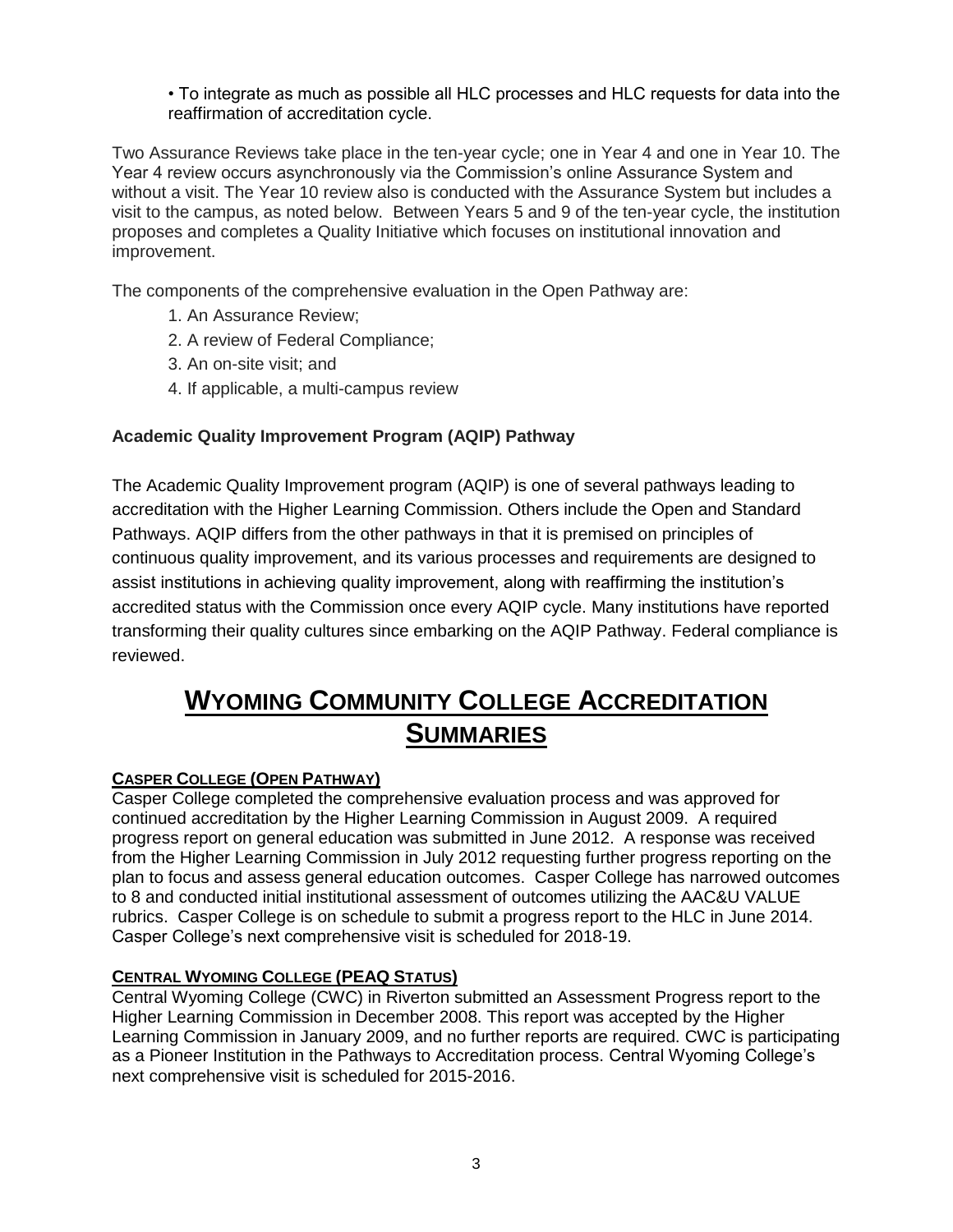• To integrate as much as possible all HLC processes and HLC requests for data into the reaffirmation of accreditation cycle.

Two Assurance Reviews take place in the ten-year cycle; one in Year 4 and one in Year 10. The Year 4 review occurs asynchronously via the Commission's online Assurance System and without a visit. The Year 10 review also is conducted with the Assurance System but includes a visit to the campus, as noted below. Between Years 5 and 9 of the ten-year cycle, the institution proposes and completes a Quality Initiative which focuses on institutional innovation and improvement.

The components of the comprehensive evaluation in the Open Pathway are:

1. An Assurance Review;
2. A review of Federal Compliance;
3. An on-site visit; and
4. If applicable, a multi-campus review

**Academic Quality Improvement Program (AQIP) Pathway**

The Academic Quality Improvement program (AQIP) is one of several pathways leading to accreditation with the Higher Learning Commission. Others include the Open and Standard Pathways. AQIP differs from the other pathways in that it is premised on principles of continuous quality improvement, and its various processes and requirements are designed to assist institutions in achieving quality improvement, along with reaffirming the institution's accredited status with the Commission once every AQIP cycle. Many institutions have reported transforming their quality cultures since embarking on the AQIP Pathway. Federal compliance is reviewed.

# WYOMING COMMUNITY COLLEGE ACCREDITATION SUMMARIES

### CASPER COLLEGE (OPEN PATHWAY)

Casper College completed the comprehensive evaluation process and was approved for continued accreditation by the Higher Learning Commission in August 2009. A required progress report on general education was submitted in June 2012. A response was received from the Higher Learning Commission in July 2012 requesting further progress reporting on the plan to focus and assess general education outcomes. Casper College has narrowed outcomes to 8 and conducted initial institutional assessment of outcomes utilizing the AAC&U VALUE rubrics. Casper College is on schedule to submit a progress report to the HLC in June 2014. Casper College's next comprehensive visit is scheduled for 2018-19.

### CENTRAL WYOMING COLLEGE (PEAQ STATUS)

Central Wyoming College (CWC) in Riverton submitted an Assessment Progress report to the Higher Learning Commission in December 2008. This report was accepted by the Higher Learning Commission in January 2009, and no further reports are required. CWC is participating as a Pioneer Institution in the Pathways to Accreditation process. Central Wyoming College's next comprehensive visit is scheduled for 2015-2016.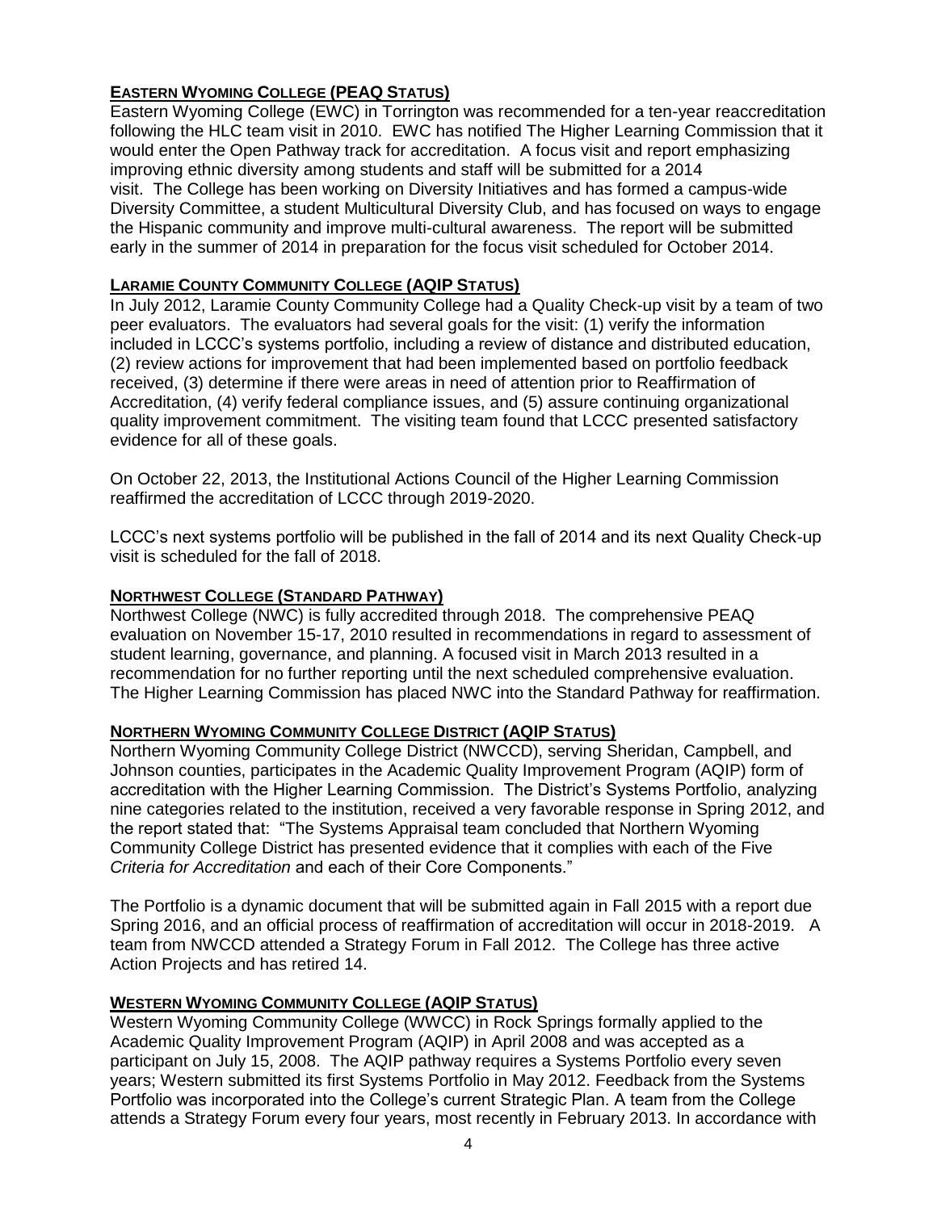#### **EASTERN WYOMING COLLEGE (PEAQ STATUS)**

Eastern Wyoming College (EWC) in Torrington was recommended for a ten-year reaccreditation following the HLC team visit in 2010. EWC has notified The Higher Learning Commission that it would enter the Open Pathway track for accreditation. A focus visit and report emphasizing improving ethnic diversity among students and staff will be submitted for a 2014 visit. The College has been working on Diversity Initiatives and has formed a campus-wide Diversity Committee, a student Multicultural Diversity Club, and has focused on ways to engage the Hispanic community and improve multi-cultural awareness. The report will be submitted early in the summer of 2014 in preparation for the focus visit scheduled for October 2014.

#### **LARAMIE COUNTY COMMUNITY COLLEGE (AQIP STATUS)**

In July 2012, Laramie County Community College had a Quality Check-up visit by a team of two peer evaluators. The evaluators had several goals for the visit: (1) verify the information included in LCCC's systems portfolio, including a review of distance and distributed education, (2) review actions for improvement that had been implemented based on portfolio feedback received, (3) determine if there were areas in need of attention prior to Reaffirmation of Accreditation, (4) verify federal compliance issues, and (5) assure continuing organizational quality improvement commitment. The visiting team found that LCCC presented satisfactory evidence for all of these goals.

On October 22, 2013, the Institutional Actions Council of the Higher Learning Commission reaffirmed the accreditation of LCCC through 2019-2020.

LCCC's next systems portfolio will be published in the fall of 2014 and its next Quality Check-up visit is scheduled for the fall of 2018.

#### **NORTHWEST COLLEGE (STANDARD PATHWAY)**

Northwest College (NWC) is fully accredited through 2018. The comprehensive PEAQ evaluation on November 15-17, 2010 resulted in recommendations in regard to assessment of student learning, governance, and planning. A focused visit in March 2013 resulted in a recommendation for no further reporting until the next scheduled comprehensive evaluation. The Higher Learning Commission has placed NWC into the Standard Pathway for reaffirmation.

#### **NORTHERN WYOMING COMMUNITY COLLEGE DISTRICT (AQIP STATUS)**

Northern Wyoming Community College District (NWCCD), serving Sheridan, Campbell, and Johnson counties, participates in the Academic Quality Improvement Program (AQIP) form of accreditation with the Higher Learning Commission. The District's Systems Portfolio, analyzing nine categories related to the institution, received a very favorable response in Spring 2012, and the report stated that: "The Systems Appraisal team concluded that Northern Wyoming Community College District has presented evidence that it complies with each of the Five *Criteria for Accreditation* and each of their Core Components."

The Portfolio is a dynamic document that will be submitted again in Fall 2015 with a report due Spring 2016, and an official process of reaffirmation of accreditation will occur in 2018-2019. A team from NWCCD attended a Strategy Forum in Fall 2012. The College has three active Action Projects and has retired 14.

#### **WESTERN WYOMING COMMUNITY COLLEGE (AQIP STATUS)**

Western Wyoming Community College (WWCC) in Rock Springs formally applied to the Academic Quality Improvement Program (AQIP) in April 2008 and was accepted as a participant on July 15, 2008. The AQIP pathway requires a Systems Portfolio every seven years; Western submitted its first Systems Portfolio in May 2012. Feedback from the Systems Portfolio was incorporated into the College's current Strategic Plan. A team from the College attends a Strategy Forum every four years, most recently in February 2013. In accordance with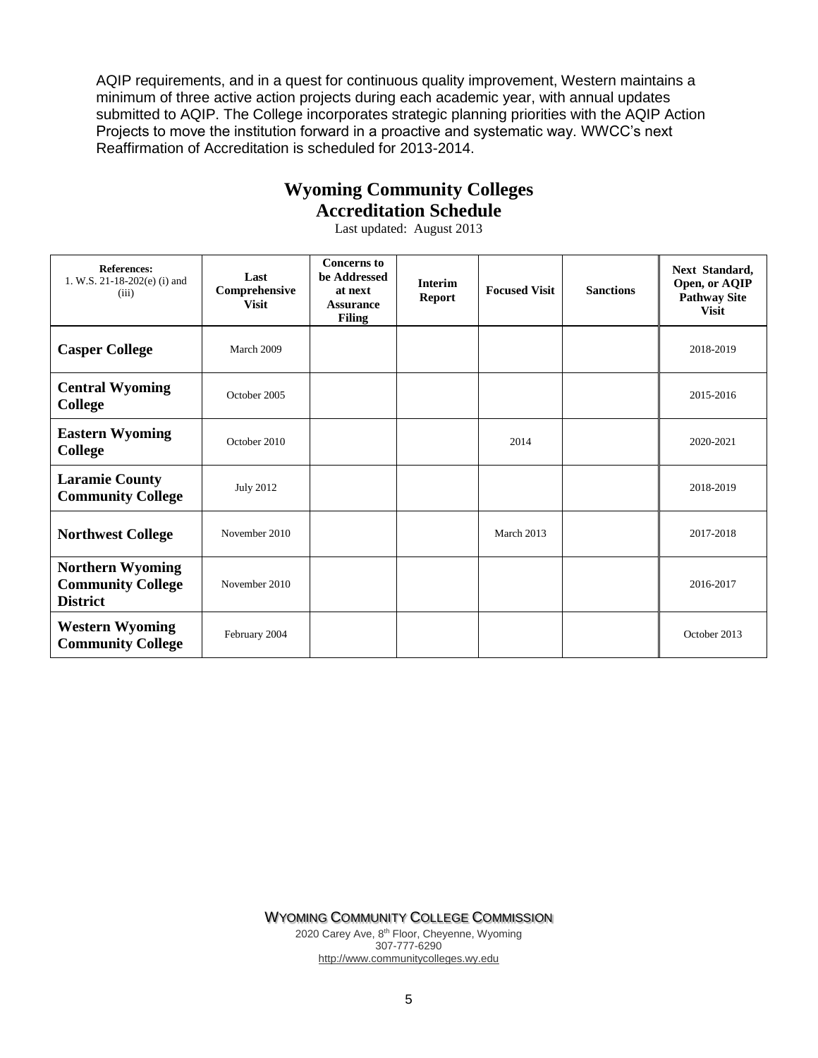AQIP requirements, and in a quest for continuous quality improvement, Western maintains a minimum of three active action projects during each academic year, with annual updates submitted to AQIP. The College incorporates strategic planning priorities with the AQIP Action Projects to move the institution forward in a proactive and systematic way. WWCC's next Reaffirmation of Accreditation is scheduled for 2013-2014.

# Wyoming Community Colleges Accreditation Schedule

Last updated: August 2013

| **References:** 1. W.S. 21-18-202(e) (i) and (iii) | **Last Comprehensive Visit** | **Concerns to be Addressed at next Assurance Filing** | **Interim Report** | **Focused Visit** | **Sanctions** | **Next Standard, Open, or AQIP Pathway Site Visit** |
|---|---|---|---|---|---|---|
| **Casper College** | March 2009 | | | | | 2018-2019 |
| **Central Wyoming College** | October 2005 | | | | | 2015-2016 |
| **Eastern Wyoming College** | October 2010 | | | 2014 | | 2020-2021 |
| **Laramie County Community College** | July 2012 | | | | | 2018-2019 |
| **Northwest College** | November 2010 | | | March 2013 | | 2017-2018 |
| **Northern Wyoming Community College District** | November 2010 | | | | | 2016-2017 |
| **Western Wyoming Community College** | February 2004 | | | | | October 2013 |

WYOMING COMMUNITY COLLEGE COMMISSION
2020 Carey Ave, 8th Floor, Cheyenne, Wyoming
307-777-6290
http://www.communitycolleges.wy.edu